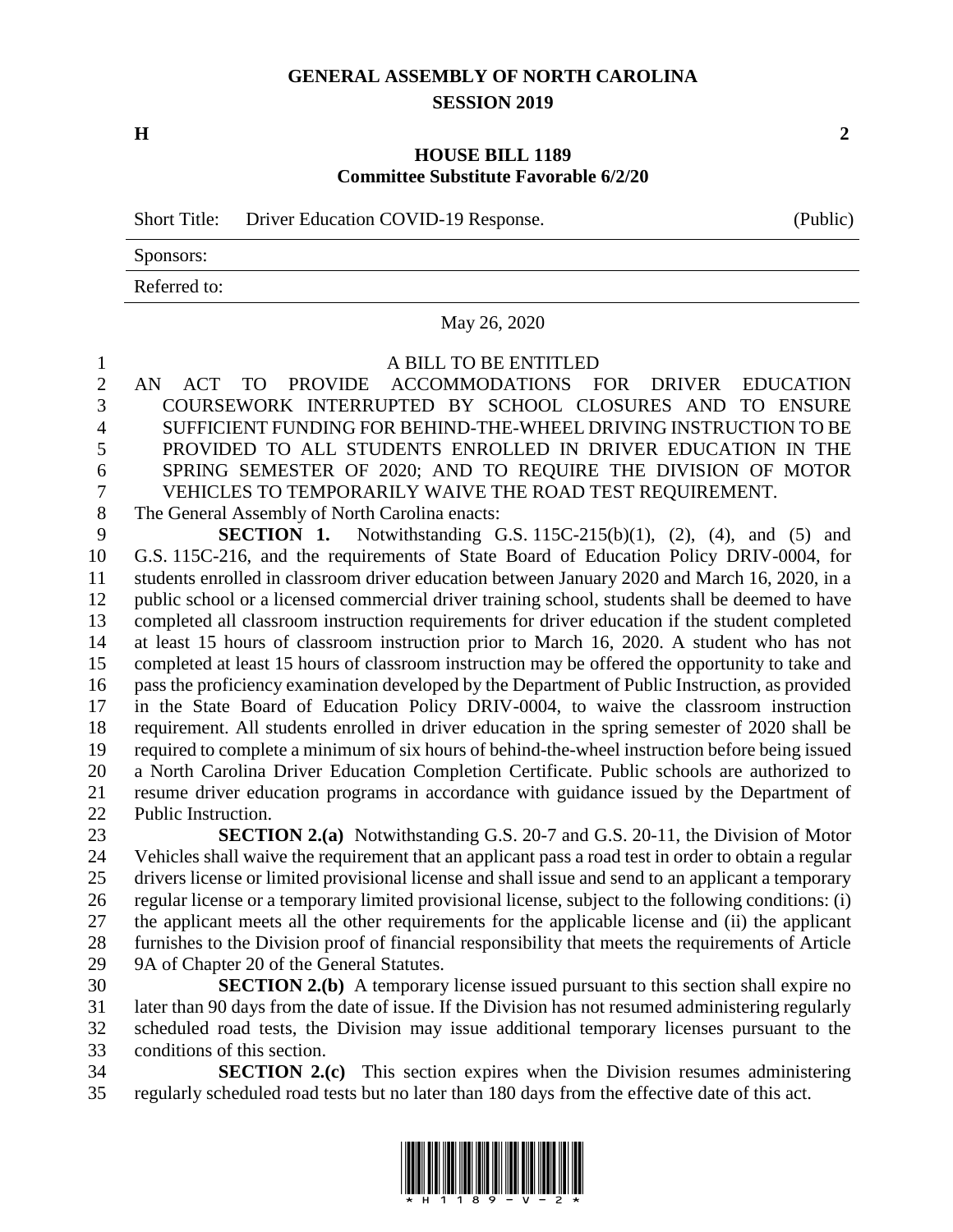# GENERAL ASSEMBLY OF NORTH CAROLINA
## SESSION 2019

**H** **2**

## HOUSE BILL 1189
### Committee Substitute Favorable 6/2/20

Short Title: Driver Education COVID-19 Response. (Public)

Sponsors:

Referred to:

May 26, 2020

A BILL TO BE ENTITLED

AN ACT TO PROVIDE ACCOMMODATIONS FOR DRIVER EDUCATION COURSEWORK INTERRUPTED BY SCHOOL CLOSURES AND TO ENSURE SUFFICIENT FUNDING FOR BEHIND-THE-WHEEL DRIVING INSTRUCTION TO BE PROVIDED TO ALL STUDENTS ENROLLED IN DRIVER EDUCATION IN THE SPRING SEMESTER OF 2020; AND TO REQUIRE THE DIVISION OF MOTOR VEHICLES TO TEMPORARILY WAIVE THE ROAD TEST REQUIREMENT.

The General Assembly of North Carolina enacts:

**SECTION 1.** Notwithstanding G.S. 115C-215(b)(1), (2), (4), and (5) and G.S. 115C-216, and the requirements of State Board of Education Policy DRIV-0004, for students enrolled in classroom driver education between January 2020 and March 16, 2020, in a public school or a licensed commercial driver training school, students shall be deemed to have completed all classroom instruction requirements for driver education if the student completed at least 15 hours of classroom instruction prior to March 16, 2020. A student who has not completed at least 15 hours of classroom instruction may be offered the opportunity to take and pass the proficiency examination developed by the Department of Public Instruction, as provided in the State Board of Education Policy DRIV-0004, to waive the classroom instruction requirement. All students enrolled in driver education in the spring semester of 2020 shall be required to complete a minimum of six hours of behind-the-wheel instruction before being issued a North Carolina Driver Education Completion Certificate. Public schools are authorized to resume driver education programs in accordance with guidance issued by the Department of Public Instruction.

**SECTION 2.(a)** Notwithstanding G.S. 20-7 and G.S. 20-11, the Division of Motor Vehicles shall waive the requirement that an applicant pass a road test in order to obtain a regular drivers license or limited provisional license and shall issue and send to an applicant a temporary regular license or a temporary limited provisional license, subject to the following conditions: (i) the applicant meets all the other requirements for the applicable license and (ii) the applicant furnishes to the Division proof of financial responsibility that meets the requirements of Article 9A of Chapter 20 of the General Statutes.

**SECTION 2.(b)** A temporary license issued pursuant to this section shall expire no later than 90 days from the date of issue. If the Division has not resumed administering regularly scheduled road tests, the Division may issue additional temporary licenses pursuant to the conditions of this section.

**SECTION 2.(c)** This section expires when the Division resumes administering regularly scheduled road tests but no later than 180 days from the effective date of this act.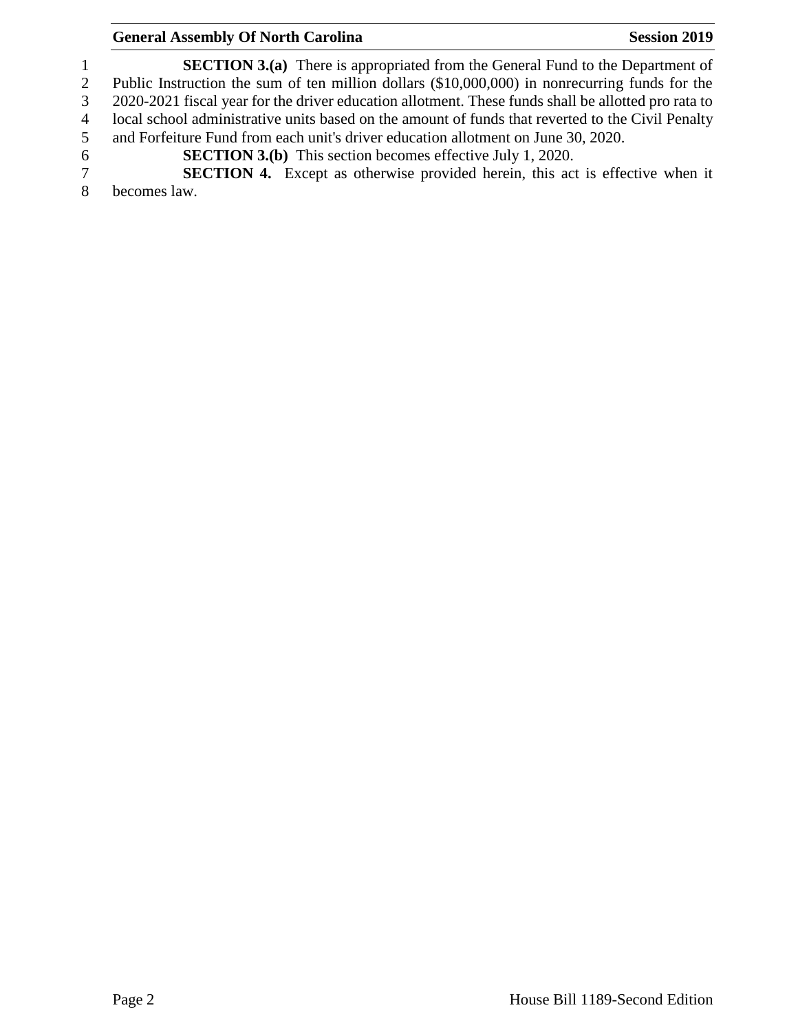**SECTION 3.(a)** There is appropriated from the General Fund to the Department of Public Instruction the sum of ten million dollars ($10,000,000) in nonrecurring funds for the 2020-2021 fiscal year for the driver education allotment. These funds shall be allotted pro rata to local school administrative units based on the amount of funds that reverted to the Civil Penalty and Forfeiture Fund from each unit's driver education allotment on June 30, 2020.

**SECTION 3.(b)** This section becomes effective July 1, 2020.

**SECTION 4.** Except as otherwise provided herein, this act is effective when it becomes law.